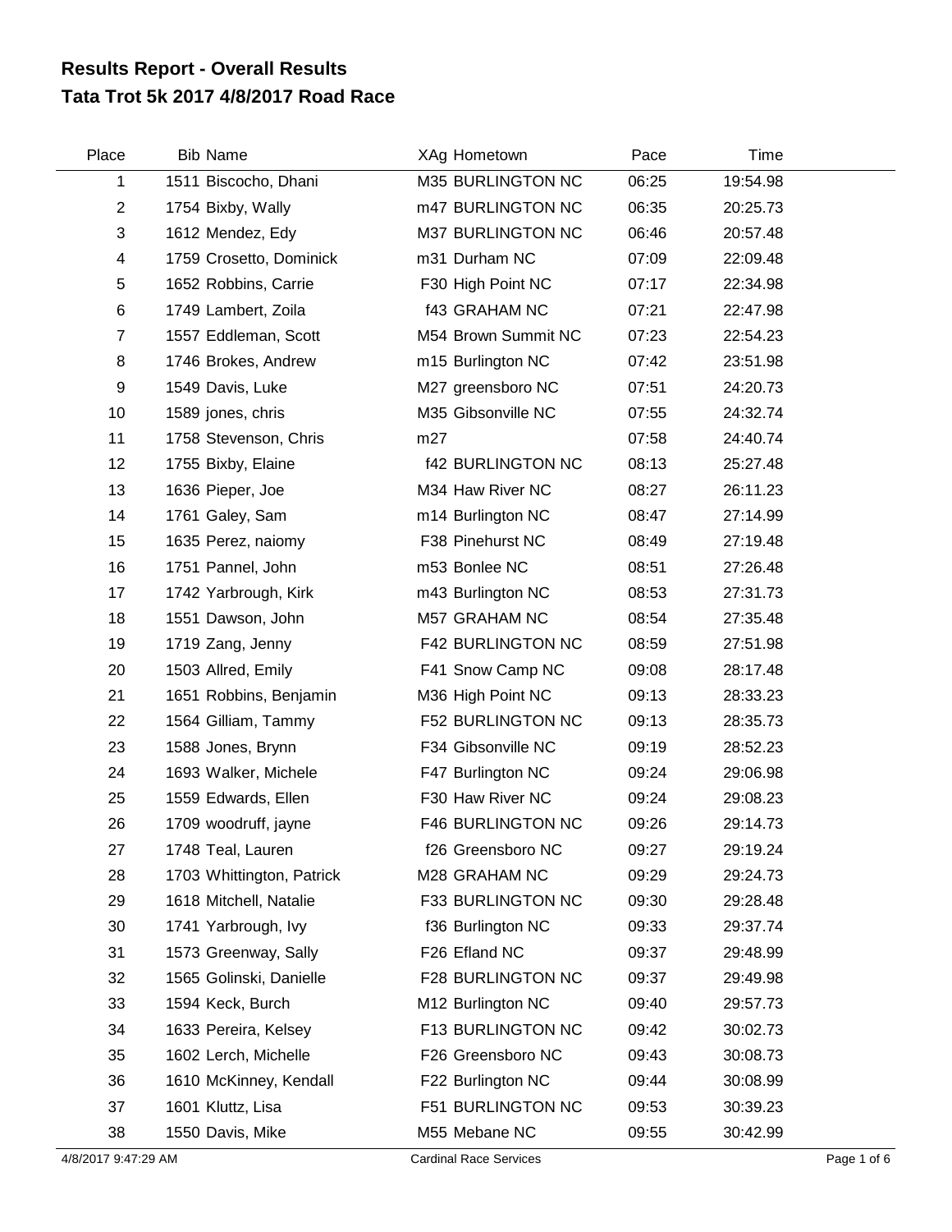# Results Report - Overall Results
## Tata Trot 5k 2017 4/8/2017 Road Race

| Place | Bib | Name | XAg | Hometown | Pace | Time |
|---|---|---|---|---|---|---|
| 1 | 1511 | Biscocho, Dhani | M35 | BURLINGTON NC | 06:25 | 19:54.98 |
| 2 | 1754 | Bixby, Wally | m47 | BURLINGTON NC | 06:35 | 20:25.73 |
| 3 | 1612 | Mendez, Edy | M37 | BURLINGTON NC | 06:46 | 20:57.48 |
| 4 | 1759 | Crosetto, Dominick | m31 | Durham NC | 07:09 | 22:09.48 |
| 5 | 1652 | Robbins, Carrie | F30 | High Point NC | 07:17 | 22:34.98 |
| 6 | 1749 | Lambert, Zoila | f43 | GRAHAM NC | 07:21 | 22:47.98 |
| 7 | 1557 | Eddleman, Scott | M54 | Brown Summit NC | 07:23 | 22:54.23 |
| 8 | 1746 | Brokes, Andrew | m15 | Burlington NC | 07:42 | 23:51.98 |
| 9 | 1549 | Davis, Luke | M27 | greensboro NC | 07:51 | 24:20.73 |
| 10 | 1589 | jones, chris | M35 | Gibsonville NC | 07:55 | 24:32.74 |
| 11 | 1758 | Stevenson, Chris | m27 | | 07:58 | 24:40.74 |
| 12 | 1755 | Bixby, Elaine | f42 | BURLINGTON NC | 08:13 | 25:27.48 |
| 13 | 1636 | Pieper, Joe | M34 | Haw River NC | 08:27 | 26:11.23 |
| 14 | 1761 | Galey, Sam | m14 | Burlington NC | 08:47 | 27:14.99 |
| 15 | 1635 | Perez, naiomy | F38 | Pinehurst NC | 08:49 | 27:19.48 |
| 16 | 1751 | Pannel, John | m53 | Bonlee NC | 08:51 | 27:26.48 |
| 17 | 1742 | Yarbrough, Kirk | m43 | Burlington NC | 08:53 | 27:31.73 |
| 18 | 1551 | Dawson, John | M57 | GRAHAM NC | 08:54 | 27:35.48 |
| 19 | 1719 | Zang, Jenny | F42 | BURLINGTON NC | 08:59 | 27:51.98 |
| 20 | 1503 | Allred, Emily | F41 | Snow Camp NC | 09:08 | 28:17.48 |
| 21 | 1651 | Robbins, Benjamin | M36 | High Point NC | 09:13 | 28:33.23 |
| 22 | 1564 | Gilliam, Tammy | F52 | BURLINGTON NC | 09:13 | 28:35.73 |
| 23 | 1588 | Jones, Brynn | F34 | Gibsonville NC | 09:19 | 28:52.23 |
| 24 | 1693 | Walker, Michele | F47 | Burlington NC | 09:24 | 29:06.98 |
| 25 | 1559 | Edwards, Ellen | F30 | Haw River NC | 09:24 | 29:08.23 |
| 26 | 1709 | woodruff, jayne | F46 | BURLINGTON NC | 09:26 | 29:14.73 |
| 27 | 1748 | Teal, Lauren | f26 | Greensboro NC | 09:27 | 29:19.24 |
| 28 | 1703 | Whittington, Patrick | M28 | GRAHAM NC | 09:29 | 29:24.73 |
| 29 | 1618 | Mitchell, Natalie | F33 | BURLINGTON NC | 09:30 | 29:28.48 |
| 30 | 1741 | Yarbrough, Ivy | f36 | Burlington NC | 09:33 | 29:37.74 |
| 31 | 1573 | Greenway, Sally | F26 | Efland NC | 09:37 | 29:48.99 |
| 32 | 1565 | Golinski, Danielle | F28 | BURLINGTON NC | 09:37 | 29:49.98 |
| 33 | 1594 | Keck, Burch | M12 | Burlington NC | 09:40 | 29:57.73 |
| 34 | 1633 | Pereira, Kelsey | F13 | BURLINGTON NC | 09:42 | 30:02.73 |
| 35 | 1602 | Lerch, Michelle | F26 | Greensboro NC | 09:43 | 30:08.73 |
| 36 | 1610 | McKinney, Kendall | F22 | Burlington NC | 09:44 | 30:08.99 |
| 37 | 1601 | Kluttz, Lisa | F51 | BURLINGTON NC | 09:53 | 30:39.23 |
| 38 | 1550 | Davis, Mike | M55 | Mebane NC | 09:55 | 30:42.99 |

4/8/2017 9:47:29 AM — Cardinal Race Services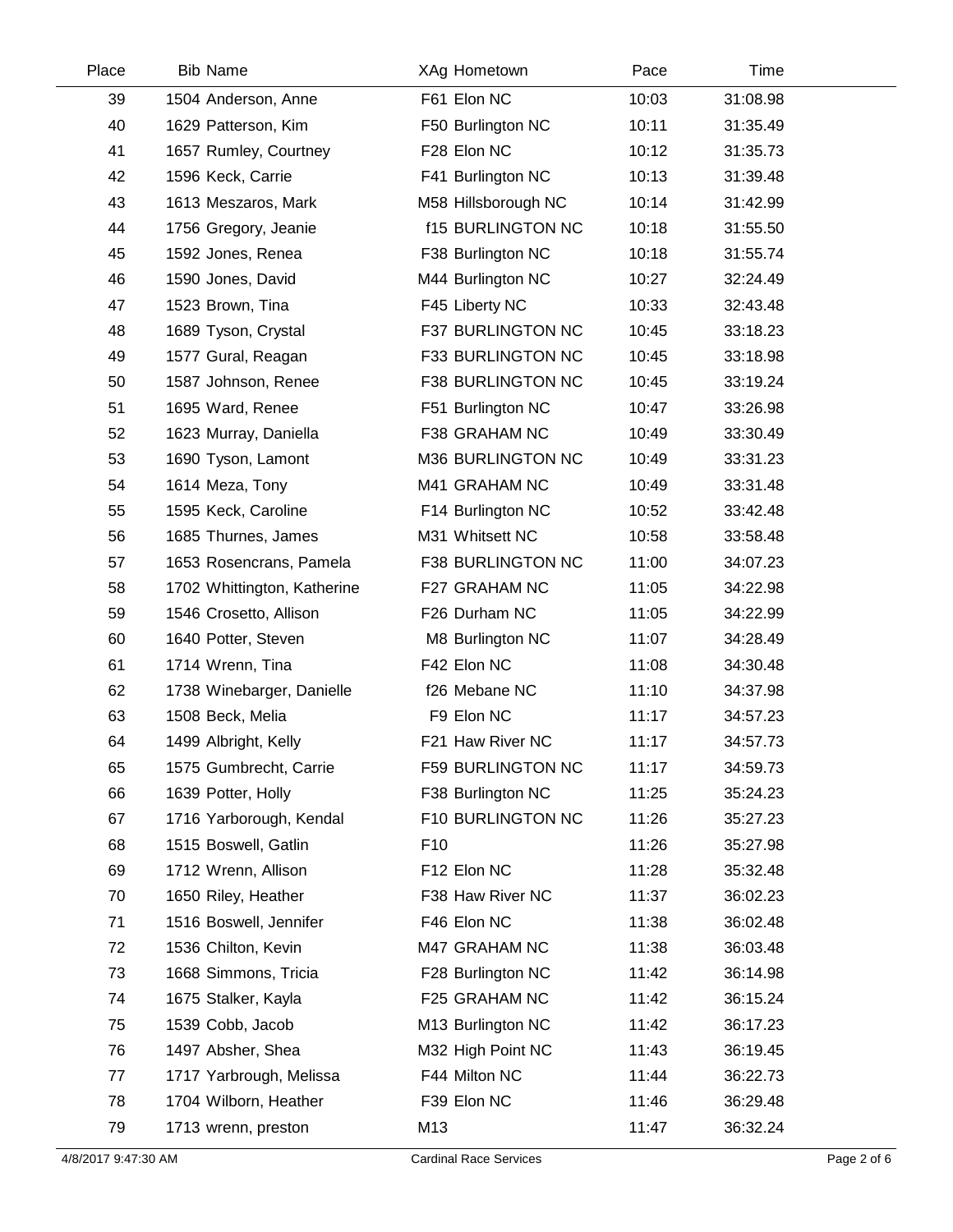| Place | Bib | Name | XAg | Hometown | Pace | Time |
|---|---|---|---|---|---|---|
| 39 | 1504 | Anderson, Anne | F61 | Elon NC | 10:03 | 31:08.98 |
| 40 | 1629 | Patterson, Kim | F50 | Burlington NC | 10:11 | 31:35.49 |
| 41 | 1657 | Rumley, Courtney | F28 | Elon NC | 10:12 | 31:35.73 |
| 42 | 1596 | Keck, Carrie | F41 | Burlington NC | 10:13 | 31:39.48 |
| 43 | 1613 | Meszaros, Mark | M58 | Hillsborough NC | 10:14 | 31:42.99 |
| 44 | 1756 | Gregory, Jeanie | f15 | BURLINGTON NC | 10:18 | 31:55.50 |
| 45 | 1592 | Jones, Renea | F38 | Burlington NC | 10:18 | 31:55.74 |
| 46 | 1590 | Jones, David | M44 | Burlington NC | 10:27 | 32:24.49 |
| 47 | 1523 | Brown, Tina | F45 | Liberty NC | 10:33 | 32:43.48 |
| 48 | 1689 | Tyson, Crystal | F37 | BURLINGTON NC | 10:45 | 33:18.23 |
| 49 | 1577 | Gural, Reagan | F33 | BURLINGTON NC | 10:45 | 33:18.98 |
| 50 | 1587 | Johnson, Renee | F38 | BURLINGTON NC | 10:45 | 33:19.24 |
| 51 | 1695 | Ward, Renee | F51 | Burlington NC | 10:47 | 33:26.98 |
| 52 | 1623 | Murray, Daniella | F38 | GRAHAM NC | 10:49 | 33:30.49 |
| 53 | 1690 | Tyson, Lamont | M36 | BURLINGTON NC | 10:49 | 33:31.23 |
| 54 | 1614 | Meza, Tony | M41 | GRAHAM NC | 10:49 | 33:31.48 |
| 55 | 1595 | Keck, Caroline | F14 | Burlington NC | 10:52 | 33:42.48 |
| 56 | 1685 | Thurnes, James | M31 | Whitsett NC | 10:58 | 33:58.48 |
| 57 | 1653 | Rosencrans, Pamela | F38 | BURLINGTON NC | 11:00 | 34:07.23 |
| 58 | 1702 | Whittington, Katherine | F27 | GRAHAM NC | 11:05 | 34:22.98 |
| 59 | 1546 | Crosetto, Allison | F26 | Durham NC | 11:05 | 34:22.99 |
| 60 | 1640 | Potter, Steven | M8 | Burlington NC | 11:07 | 34:28.49 |
| 61 | 1714 | Wrenn, Tina | F42 | Elon NC | 11:08 | 34:30.48 |
| 62 | 1738 | Winebarger, Danielle | f26 | Mebane NC | 11:10 | 34:37.98 |
| 63 | 1508 | Beck, Melia | F9 | Elon NC | 11:17 | 34:57.23 |
| 64 | 1499 | Albright, Kelly | F21 | Haw River NC | 11:17 | 34:57.73 |
| 65 | 1575 | Gumbrecht, Carrie | F59 | BURLINGTON NC | 11:17 | 34:59.73 |
| 66 | 1639 | Potter, Holly | F38 | Burlington NC | 11:25 | 35:24.23 |
| 67 | 1716 | Yarborough, Kendal | F10 | BURLINGTON NC | 11:26 | 35:27.23 |
| 68 | 1515 | Boswell, Gatlin | F10 | | 11:26 | 35:27.98 |
| 69 | 1712 | Wrenn, Allison | F12 | Elon NC | 11:28 | 35:32.48 |
| 70 | 1650 | Riley, Heather | F38 | Haw River NC | 11:37 | 36:02.23 |
| 71 | 1516 | Boswell, Jennifer | F46 | Elon NC | 11:38 | 36:02.48 |
| 72 | 1536 | Chilton, Kevin | M47 | GRAHAM NC | 11:38 | 36:03.48 |
| 73 | 1668 | Simmons, Tricia | F28 | Burlington NC | 11:42 | 36:14.98 |
| 74 | 1675 | Stalker, Kayla | F25 | GRAHAM NC | 11:42 | 36:15.24 |
| 75 | 1539 | Cobb, Jacob | M13 | Burlington NC | 11:42 | 36:17.23 |
| 76 | 1497 | Absher, Shea | M32 | High Point NC | 11:43 | 36:19.45 |
| 77 | 1717 | Yarbrough, Melissa | F44 | Milton NC | 11:44 | 36:22.73 |
| 78 | 1704 | Wilborn, Heather | F39 | Elon NC | 11:46 | 36:29.48 |
| 79 | 1713 | wrenn, preston | M13 | | 11:47 | 36:32.24 |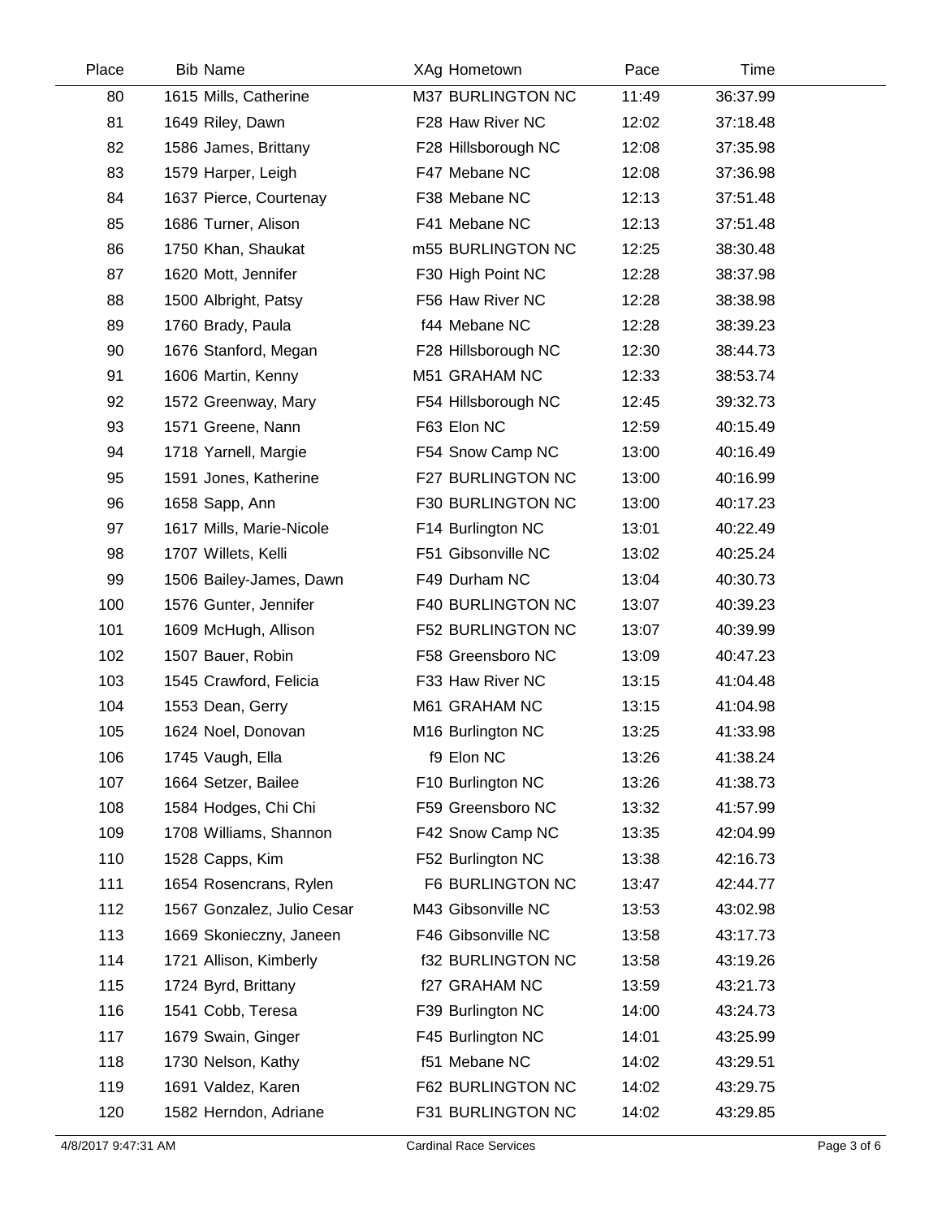| Place | Bib | Name | XAg | Hometown | Pace | Time |
|---|---|---|---|---|---|---|
| 80 | 1615 | Mills, Catherine | M37 | BURLINGTON NC | 11:49 | 36:37.99 |
| 81 | 1649 | Riley, Dawn | F28 | Haw River NC | 12:02 | 37:18.48 |
| 82 | 1586 | James, Brittany | F28 | Hillsborough NC | 12:08 | 37:35.98 |
| 83 | 1579 | Harper, Leigh | F47 | Mebane NC | 12:08 | 37:36.98 |
| 84 | 1637 | Pierce, Courtenay | F38 | Mebane NC | 12:13 | 37:51.48 |
| 85 | 1686 | Turner, Alison | F41 | Mebane NC | 12:13 | 37:51.48 |
| 86 | 1750 | Khan, Shaukat | m55 | BURLINGTON NC | 12:25 | 38:30.48 |
| 87 | 1620 | Mott, Jennifer | F30 | High Point NC | 12:28 | 38:37.98 |
| 88 | 1500 | Albright, Patsy | F56 | Haw River NC | 12:28 | 38:38.98 |
| 89 | 1760 | Brady, Paula | f44 | Mebane NC | 12:28 | 38:39.23 |
| 90 | 1676 | Stanford, Megan | F28 | Hillsborough NC | 12:30 | 38:44.73 |
| 91 | 1606 | Martin, Kenny | M51 | GRAHAM NC | 12:33 | 38:53.74 |
| 92 | 1572 | Greenway, Mary | F54 | Hillsborough NC | 12:45 | 39:32.73 |
| 93 | 1571 | Greene, Nann | F63 | Elon NC | 12:59 | 40:15.49 |
| 94 | 1718 | Yarnell, Margie | F54 | Snow Camp NC | 13:00 | 40:16.49 |
| 95 | 1591 | Jones, Katherine | F27 | BURLINGTON NC | 13:00 | 40:16.99 |
| 96 | 1658 | Sapp, Ann | F30 | BURLINGTON NC | 13:00 | 40:17.23 |
| 97 | 1617 | Mills, Marie-Nicole | F14 | Burlington NC | 13:01 | 40:22.49 |
| 98 | 1707 | Willets, Kelli | F51 | Gibsonville NC | 13:02 | 40:25.24 |
| 99 | 1506 | Bailey-James, Dawn | F49 | Durham NC | 13:04 | 40:30.73 |
| 100 | 1576 | Gunter, Jennifer | F40 | BURLINGTON NC | 13:07 | 40:39.23 |
| 101 | 1609 | McHugh, Allison | F52 | BURLINGTON NC | 13:07 | 40:39.99 |
| 102 | 1507 | Bauer, Robin | F58 | Greensboro NC | 13:09 | 40:47.23 |
| 103 | 1545 | Crawford, Felicia | F33 | Haw River NC | 13:15 | 41:04.48 |
| 104 | 1553 | Dean, Gerry | M61 | GRAHAM NC | 13:15 | 41:04.98 |
| 105 | 1624 | Noel, Donovan | M16 | Burlington NC | 13:25 | 41:33.98 |
| 106 | 1745 | Vaugh, Ella | f9 | Elon NC | 13:26 | 41:38.24 |
| 107 | 1664 | Setzer, Bailee | F10 | Burlington NC | 13:26 | 41:38.73 |
| 108 | 1584 | Hodges, Chi Chi | F59 | Greensboro NC | 13:32 | 41:57.99 |
| 109 | 1708 | Williams, Shannon | F42 | Snow Camp NC | 13:35 | 42:04.99 |
| 110 | 1528 | Capps, Kim | F52 | Burlington NC | 13:38 | 42:16.73 |
| 111 | 1654 | Rosencrans, Rylen | F6 | BURLINGTON NC | 13:47 | 42:44.77 |
| 112 | 1567 | Gonzalez, Julio Cesar | M43 | Gibsonville NC | 13:53 | 43:02.98 |
| 113 | 1669 | Skonieczny, Janeen | F46 | Gibsonville NC | 13:58 | 43:17.73 |
| 114 | 1721 | Allison, Kimberly | f32 | BURLINGTON NC | 13:58 | 43:19.26 |
| 115 | 1724 | Byrd, Brittany | f27 | GRAHAM NC | 13:59 | 43:21.73 |
| 116 | 1541 | Cobb, Teresa | F39 | Burlington NC | 14:00 | 43:24.73 |
| 117 | 1679 | Swain, Ginger | F45 | Burlington NC | 14:01 | 43:25.99 |
| 118 | 1730 | Nelson, Kathy | f51 | Mebane NC | 14:02 | 43:29.51 |
| 119 | 1691 | Valdez, Karen | F62 | BURLINGTON NC | 14:02 | 43:29.75 |
| 120 | 1582 | Herndon, Adriane | F31 | BURLINGTON NC | 14:02 | 43:29.85 |

4/8/2017 9:47:31 AM — Cardinal Race Services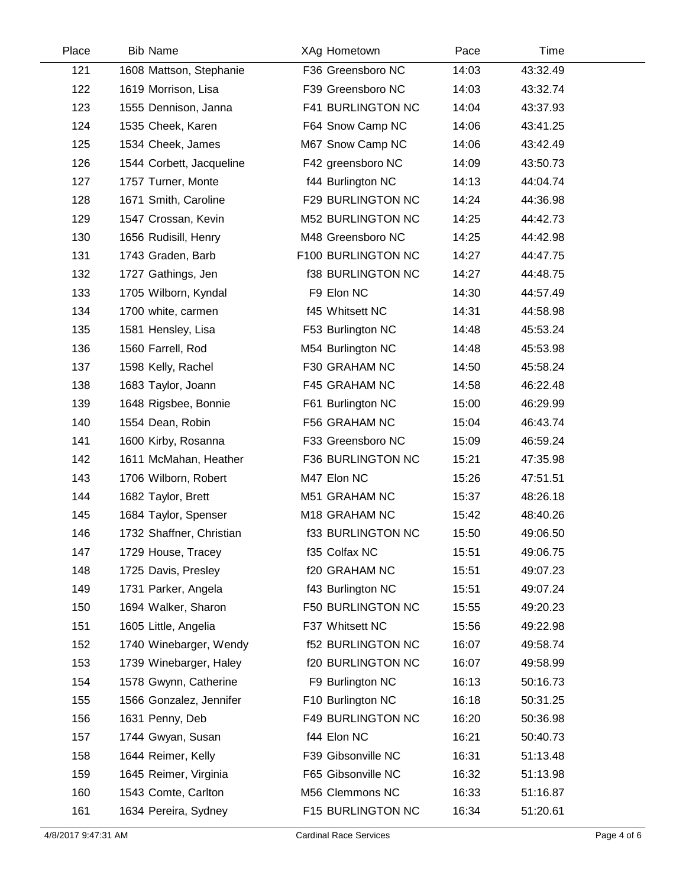| Place | Bib | Name | XAg | Hometown | Pace | Time |
|---|---|---|---|---|---|---|
| 121 | 1608 | Mattson, Stephanie | F36 | Greensboro NC | 14:03 | 43:32.49 |
| 122 | 1619 | Morrison, Lisa | F39 | Greensboro NC | 14:03 | 43:32.74 |
| 123 | 1555 | Dennison, Janna | F41 | BURLINGTON NC | 14:04 | 43:37.93 |
| 124 | 1535 | Cheek, Karen | F64 | Snow Camp NC | 14:06 | 43:41.25 |
| 125 | 1534 | Cheek, James | M67 | Snow Camp NC | 14:06 | 43:42.49 |
| 126 | 1544 | Corbett, Jacqueline | F42 | greensboro NC | 14:09 | 43:50.73 |
| 127 | 1757 | Turner, Monte | f44 | Burlington NC | 14:13 | 44:04.74 |
| 128 | 1671 | Smith, Caroline | F29 | BURLINGTON NC | 14:24 | 44:36.98 |
| 129 | 1547 | Crossan, Kevin | M52 | BURLINGTON NC | 14:25 | 44:42.73 |
| 130 | 1656 | Rudisill, Henry | M48 | Greensboro NC | 14:25 | 44:42.98 |
| 131 | 1743 | Graden, Barb | F100 | BURLINGTON NC | 14:27 | 44:47.75 |
| 132 | 1727 | Gathings, Jen | f38 | BURLINGTON NC | 14:27 | 44:48.75 |
| 133 | 1705 | Wilborn, Kyndal | F9 | Elon NC | 14:30 | 44:57.49 |
| 134 | 1700 | white, carmen | f45 | Whitsett NC | 14:31 | 44:58.98 |
| 135 | 1581 | Hensley, Lisa | F53 | Burlington NC | 14:48 | 45:53.24 |
| 136 | 1560 | Farrell, Rod | M54 | Burlington NC | 14:48 | 45:53.98 |
| 137 | 1598 | Kelly, Rachel | F30 | GRAHAM NC | 14:50 | 45:58.24 |
| 138 | 1683 | Taylor, Joann | F45 | GRAHAM NC | 14:58 | 46:22.48 |
| 139 | 1648 | Rigsbee, Bonnie | F61 | Burlington NC | 15:00 | 46:29.99 |
| 140 | 1554 | Dean, Robin | F56 | GRAHAM NC | 15:04 | 46:43.74 |
| 141 | 1600 | Kirby, Rosanna | F33 | Greensboro NC | 15:09 | 46:59.24 |
| 142 | 1611 | McMahan, Heather | F36 | BURLINGTON NC | 15:21 | 47:35.98 |
| 143 | 1706 | Wilborn, Robert | M47 | Elon NC | 15:26 | 47:51.51 |
| 144 | 1682 | Taylor, Brett | M51 | GRAHAM NC | 15:37 | 48:26.18 |
| 145 | 1684 | Taylor, Spenser | M18 | GRAHAM NC | 15:42 | 48:40.26 |
| 146 | 1732 | Shaffner, Christian | f33 | BURLINGTON NC | 15:50 | 49:06.50 |
| 147 | 1729 | House, Tracey | f35 | Colfax NC | 15:51 | 49:06.75 |
| 148 | 1725 | Davis, Presley | f20 | GRAHAM NC | 15:51 | 49:07.23 |
| 149 | 1731 | Parker, Angela | f43 | Burlington NC | 15:51 | 49:07.24 |
| 150 | 1694 | Walker, Sharon | F50 | BURLINGTON NC | 15:55 | 49:20.23 |
| 151 | 1605 | Little, Angelia | F37 | Whitsett NC | 15:56 | 49:22.98 |
| 152 | 1740 | Winebarger, Wendy | f52 | BURLINGTON NC | 16:07 | 49:58.74 |
| 153 | 1739 | Winebarger, Haley | f20 | BURLINGTON NC | 16:07 | 49:58.99 |
| 154 | 1578 | Gwynn, Catherine | F9 | Burlington NC | 16:13 | 50:16.73 |
| 155 | 1566 | Gonzalez, Jennifer | F10 | Burlington NC | 16:18 | 50:31.25 |
| 156 | 1631 | Penny, Deb | F49 | BURLINGTON NC | 16:20 | 50:36.98 |
| 157 | 1744 | Gwyan, Susan | f44 | Elon NC | 16:21 | 50:40.73 |
| 158 | 1644 | Reimer, Kelly | F39 | Gibsonville NC | 16:31 | 51:13.48 |
| 159 | 1645 | Reimer, Virginia | F65 | Gibsonville NC | 16:32 | 51:13.98 |
| 160 | 1543 | Comte, Carlton | M56 | Clemmons NC | 16:33 | 51:16.87 |
| 161 | 1634 | Pereira, Sydney | F15 | BURLINGTON NC | 16:34 | 51:20.61 |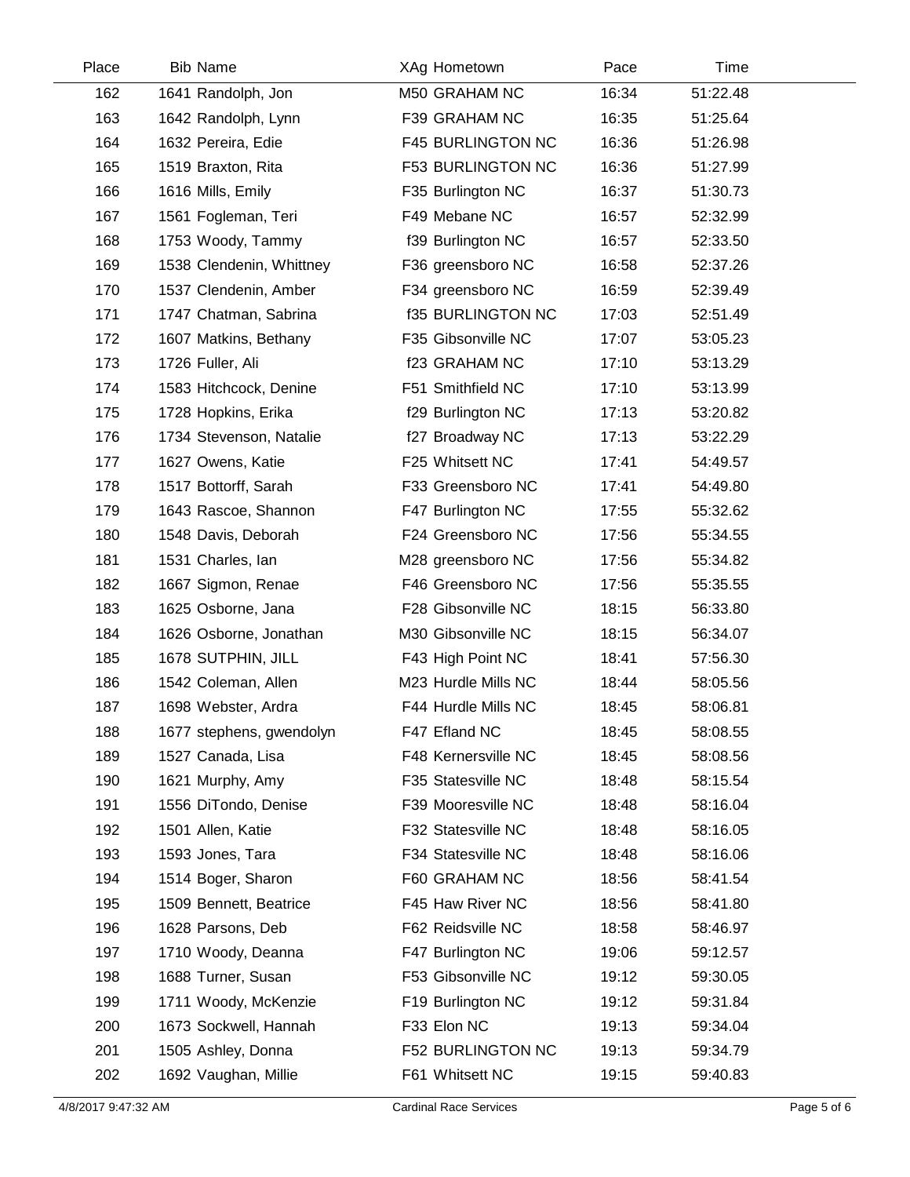| Place | Bib | Name | XAg | Hometown | Pace | Time |
|---|---|---|---|---|---|---|
| 162 | 1641 | Randolph, Jon | M50 | GRAHAM NC | 16:34 | 51:22.48 |
| 163 | 1642 | Randolph, Lynn | F39 | GRAHAM NC | 16:35 | 51:25.64 |
| 164 | 1632 | Pereira, Edie | F45 | BURLINGTON NC | 16:36 | 51:26.98 |
| 165 | 1519 | Braxton, Rita | F53 | BURLINGTON NC | 16:36 | 51:27.99 |
| 166 | 1616 | Mills, Emily | F35 | Burlington NC | 16:37 | 51:30.73 |
| 167 | 1561 | Fogleman, Teri | F49 | Mebane NC | 16:57 | 52:32.99 |
| 168 | 1753 | Woody, Tammy | f39 | Burlington NC | 16:57 | 52:33.50 |
| 169 | 1538 | Clendenin, Whittney | F36 | greensboro NC | 16:58 | 52:37.26 |
| 170 | 1537 | Clendenin, Amber | F34 | greensboro NC | 16:59 | 52:39.49 |
| 171 | 1747 | Chatman, Sabrina | f35 | BURLINGTON NC | 17:03 | 52:51.49 |
| 172 | 1607 | Matkins, Bethany | F35 | Gibsonville NC | 17:07 | 53:05.23 |
| 173 | 1726 | Fuller, Ali | f23 | GRAHAM NC | 17:10 | 53:13.29 |
| 174 | 1583 | Hitchcock, Denine | F51 | Smithfield NC | 17:10 | 53:13.99 |
| 175 | 1728 | Hopkins, Erika | f29 | Burlington NC | 17:13 | 53:20.82 |
| 176 | 1734 | Stevenson, Natalie | f27 | Broadway NC | 17:13 | 53:22.29 |
| 177 | 1627 | Owens, Katie | F25 | Whitsett NC | 17:41 | 54:49.57 |
| 178 | 1517 | Bottorff, Sarah | F33 | Greensboro NC | 17:41 | 54:49.80 |
| 179 | 1643 | Rascoe, Shannon | F47 | Burlington NC | 17:55 | 55:32.62 |
| 180 | 1548 | Davis, Deborah | F24 | Greensboro NC | 17:56 | 55:34.55 |
| 181 | 1531 | Charles, Ian | M28 | greensboro NC | 17:56 | 55:34.82 |
| 182 | 1667 | Sigmon, Renae | F46 | Greensboro NC | 17:56 | 55:35.55 |
| 183 | 1625 | Osborne, Jana | F28 | Gibsonville NC | 18:15 | 56:33.80 |
| 184 | 1626 | Osborne, Jonathan | M30 | Gibsonville NC | 18:15 | 56:34.07 |
| 185 | 1678 | SUTPHIN, JILL | F43 | High Point NC | 18:41 | 57:56.30 |
| 186 | 1542 | Coleman, Allen | M23 | Hurdle Mills NC | 18:44 | 58:05.56 |
| 187 | 1698 | Webster, Ardra | F44 | Hurdle Mills NC | 18:45 | 58:06.81 |
| 188 | 1677 | stephens, gwendolyn | F47 | Efland NC | 18:45 | 58:08.55 |
| 189 | 1527 | Canada, Lisa | F48 | Kernersville NC | 18:45 | 58:08.56 |
| 190 | 1621 | Murphy, Amy | F35 | Statesville NC | 18:48 | 58:15.54 |
| 191 | 1556 | DiTondo, Denise | F39 | Mooresville NC | 18:48 | 58:16.04 |
| 192 | 1501 | Allen, Katie | F32 | Statesville NC | 18:48 | 58:16.05 |
| 193 | 1593 | Jones, Tara | F34 | Statesville NC | 18:48 | 58:16.06 |
| 194 | 1514 | Boger, Sharon | F60 | GRAHAM NC | 18:56 | 58:41.54 |
| 195 | 1509 | Bennett, Beatrice | F45 | Haw River NC | 18:56 | 58:41.80 |
| 196 | 1628 | Parsons, Deb | F62 | Reidsville NC | 18:58 | 58:46.97 |
| 197 | 1710 | Woody, Deanna | F47 | Burlington NC | 19:06 | 59:12.57 |
| 198 | 1688 | Turner, Susan | F53 | Gibsonville NC | 19:12 | 59:30.05 |
| 199 | 1711 | Woody, McKenzie | F19 | Burlington NC | 19:12 | 59:31.84 |
| 200 | 1673 | Sockwell, Hannah | F33 | Elon NC | 19:13 | 59:34.04 |
| 201 | 1505 | Ashley, Donna | F52 | BURLINGTON NC | 19:13 | 59:34.79 |
| 202 | 1692 | Vaughan, Millie | F61 | Whitsett NC | 19:15 | 59:40.83 |

4/8/2017 9:47:32 AM Cardinal Race Services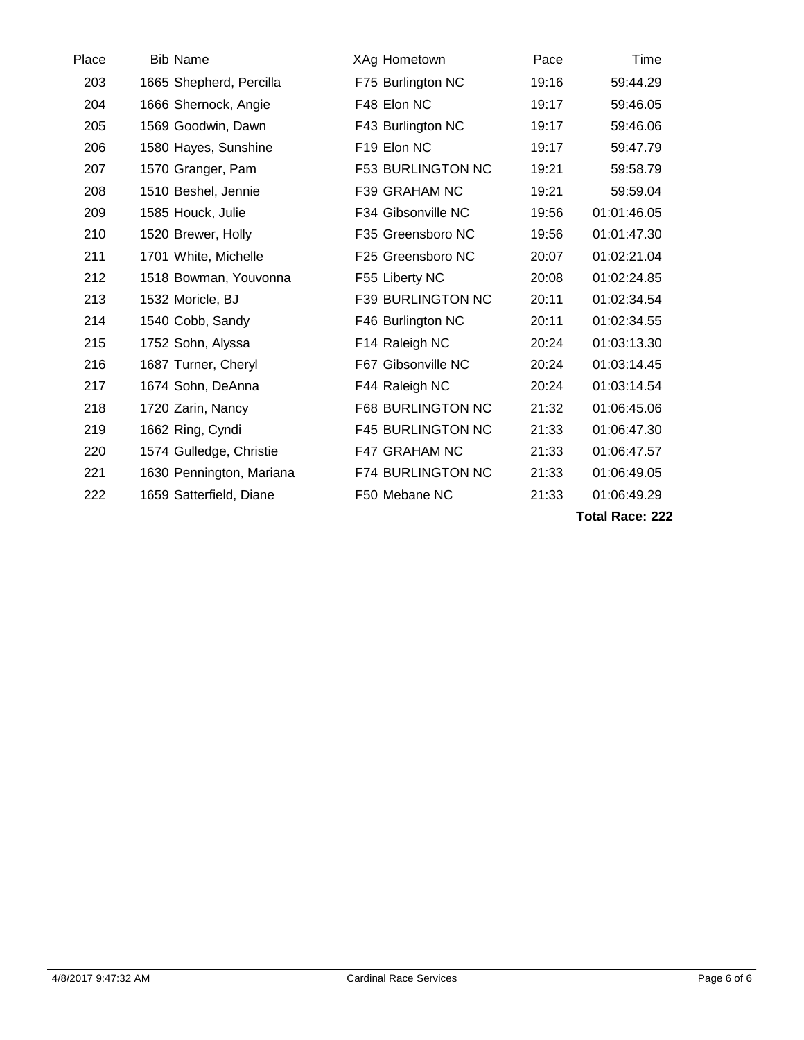| Place | Bib | Name | XAg | Hometown | Pace | Time |
|---|---|---|---|---|---|---|
| 203 | 1665 | Shepherd, Percilla | F75 | Burlington NC | 19:16 | 59:44.29 |
| 204 | 1666 | Shernock, Angie | F48 | Elon NC | 19:17 | 59:46.05 |
| 205 | 1569 | Goodwin, Dawn | F43 | Burlington NC | 19:17 | 59:46.06 |
| 206 | 1580 | Hayes, Sunshine | F19 | Elon NC | 19:17 | 59:47.79 |
| 207 | 1570 | Granger, Pam | F53 | BURLINGTON NC | 19:21 | 59:58.79 |
| 208 | 1510 | Beshel, Jennie | F39 | GRAHAM NC | 19:21 | 59:59.04 |
| 209 | 1585 | Houck, Julie | F34 | Gibsonville NC | 19:56 | 01:01:46.05 |
| 210 | 1520 | Brewer, Holly | F35 | Greensboro NC | 19:56 | 01:01:47.30 |
| 211 | 1701 | White, Michelle | F25 | Greensboro NC | 20:07 | 01:02:21.04 |
| 212 | 1518 | Bowman, Youvonna | F55 | Liberty NC | 20:08 | 01:02:24.85 |
| 213 | 1532 | Moricle, BJ | F39 | BURLINGTON NC | 20:11 | 01:02:34.54 |
| 214 | 1540 | Cobb, Sandy | F46 | Burlington NC | 20:11 | 01:02:34.55 |
| 215 | 1752 | Sohn, Alyssa | F14 | Raleigh NC | 20:24 | 01:03:13.30 |
| 216 | 1687 | Turner, Cheryl | F67 | Gibsonville NC | 20:24 | 01:03:14.45 |
| 217 | 1674 | Sohn, DeAnna | F44 | Raleigh NC | 20:24 | 01:03:14.54 |
| 218 | 1720 | Zarin, Nancy | F68 | BURLINGTON NC | 21:32 | 01:06:45.06 |
| 219 | 1662 | Ring, Cyndi | F45 | BURLINGTON NC | 21:33 | 01:06:47.30 |
| 220 | 1574 | Gulledge, Christie | F47 | GRAHAM NC | 21:33 | 01:06:47.57 |
| 221 | 1630 | Pennington, Mariana | F74 | BURLINGTON NC | 21:33 | 01:06:49.05 |
| 222 | 1659 | Satterfield, Diane | F50 | Mebane NC | 21:33 | 01:06:49.29 |

**Total Race: 222**